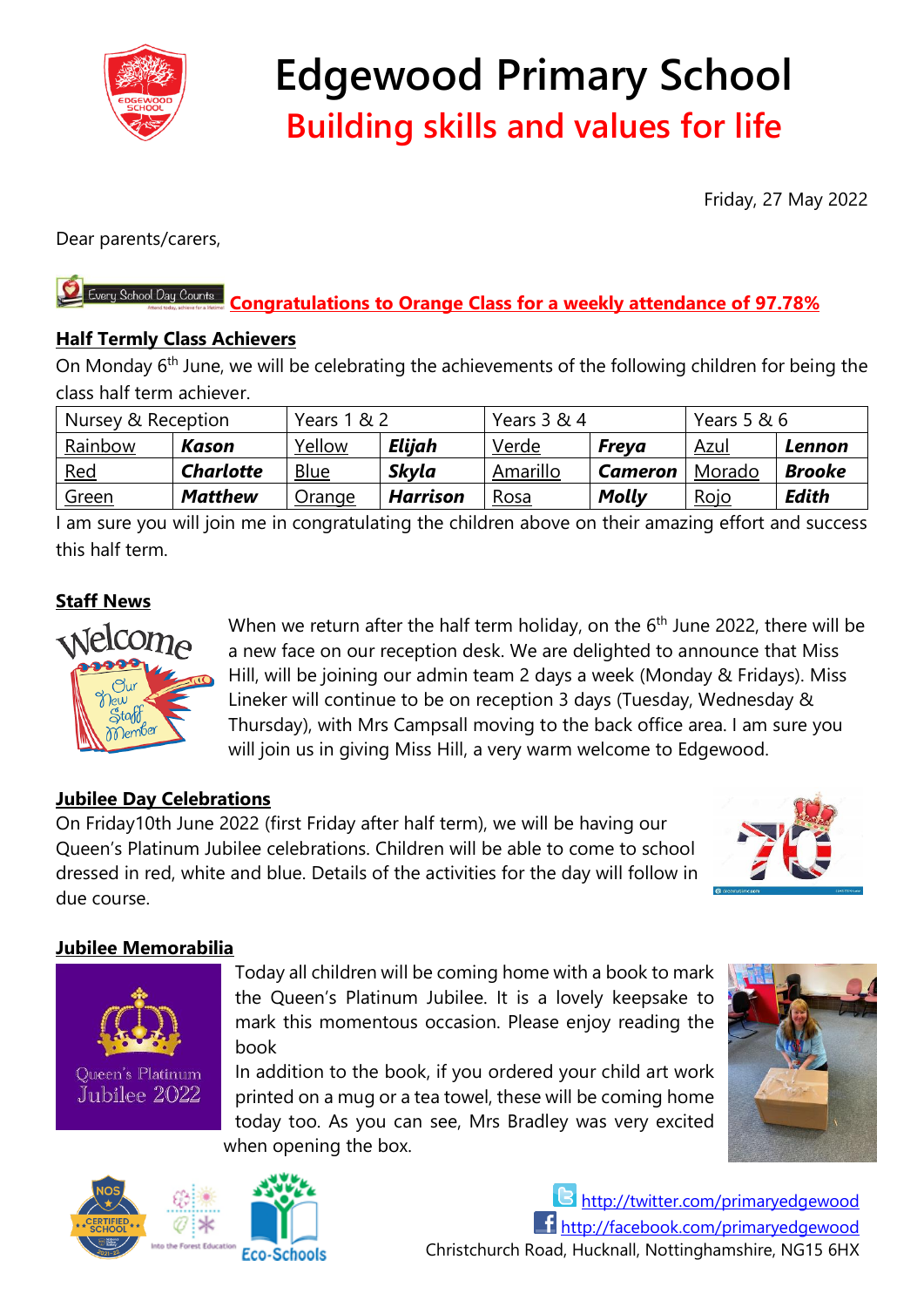# Edgewood Primary School

## Building skills and values for life

Friday, 27 May 2022

Dear parents/carers,

**Congratulations to Orange Class for a weekly attendance of 97.78%**

### Half Termly Class Achievers

On Monday 6th June, we will be celebrating the achievements of the following children for being the class half term achiever.

| Nursey & Reception | | Years 1 & 2 | | Years 3 & 4 | | Years 5 & 6 | |
|---|---|---|---|---|---|---|---|
| Rainbow | ***Kason*** | Yellow | ***Elijah*** | Verde | ***Freya*** | Azul | ***Lennon*** |
| Red | ***Charlotte*** | Blue | ***Skyla*** | Amarillo | ***Cameron*** | Morado | ***Brooke*** |
| Green | ***Matthew*** | Orange | ***Harrison*** | Rosa | ***Molly*** | Rojo | ***Edith*** |

I am sure you will join me in congratulating the children above on their amazing effort and success this half term.

### Staff News

When we return after the half term holiday, on the 6th June 2022, there will be a new face on our reception desk. We are delighted to announce that Miss Hill, will be joining our admin team 2 days a week (Monday & Fridays). Miss Lineker will continue to be on reception 3 days (Tuesday, Wednesday & Thursday), with Mrs Campsall moving to the back office area. I am sure you will join us in giving Miss Hill, a very warm welcome to Edgewood.

### Jubilee Day Celebrations

On Friday10th June 2022 (first Friday after half term), we will be having our Queen's Platinum Jubilee celebrations. Children will be able to come to school dressed in red, white and blue. Details of the activities for the day will follow in due course.

### Jubilee Memorabilia

Today all children will be coming home with a book to mark the Queen's Platinum Jubilee. It is a lovely keepsake to mark this momentous occasion. Please enjoy reading the book

In addition to the book, if you ordered your child art work printed on a mug or a tea towel, these will be coming home today too. As you can see, Mrs Bradley was very excited when opening the box.

http://twitter.com/primaryedgewood
http://facebook.com/primaryedgewood
Christchurch Road, Hucknall, Nottinghamshire, NG15 6HX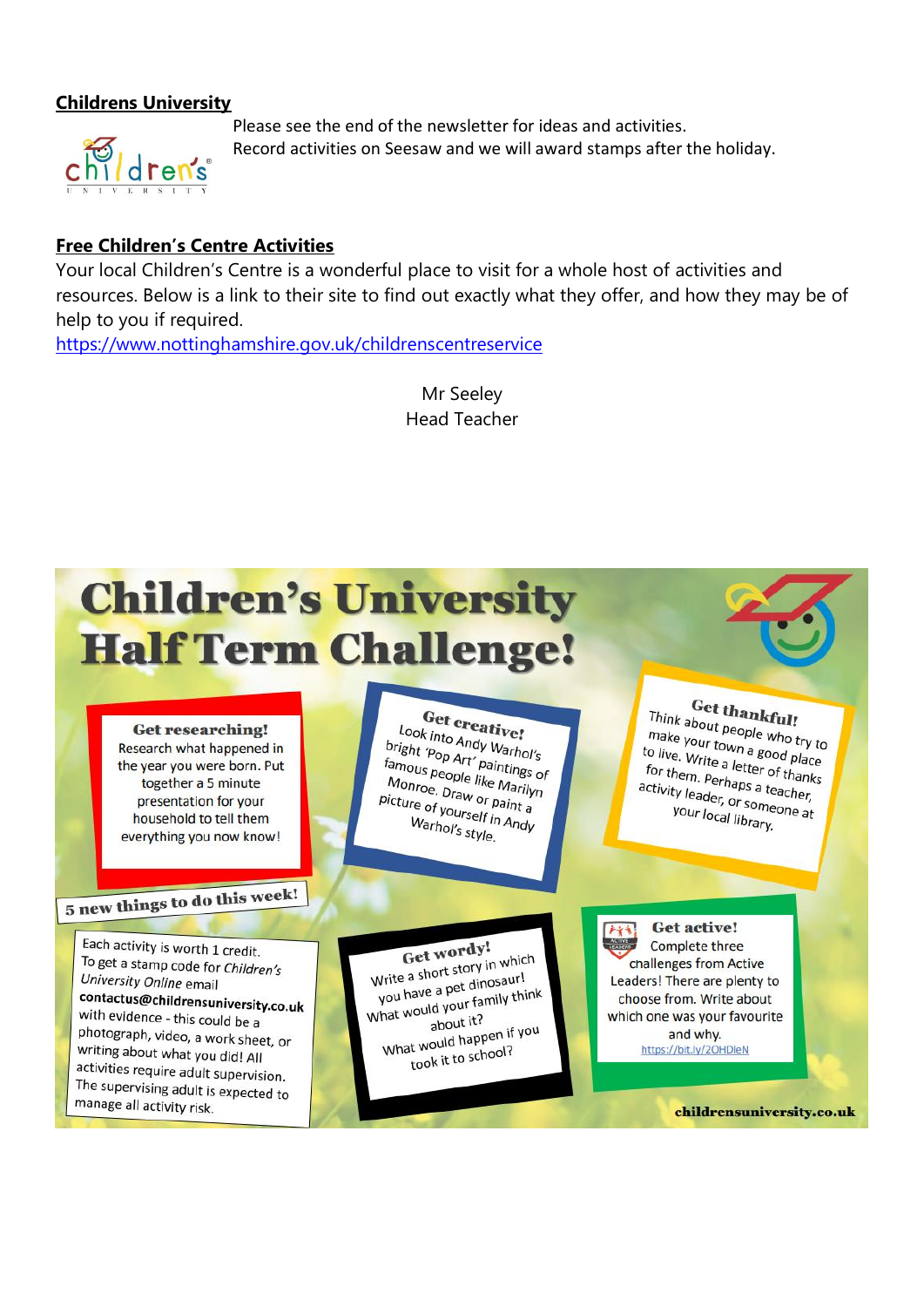**Childrens University**

Please see the end of the newsletter for ideas and activities.
Record activities on Seesaw and we will award stamps after the holiday.

**Free Children's Centre Activities**

Your local Children's Centre is a wonderful place to visit for a whole host of activities and resources. Below is a link to their site to find out exactly what they offer, and how they may be of help to you if required.
https://www.nottinghamshire.gov.uk/childrenscentreservice

Mr Seeley
Head Teacher

# Children's University Half Term Challenge!

**Get researching!**
Research what happened in the year you were born. Put together a 5 minute presentation for your household to tell them everything you now know!

**Get creative!**
Look into Andy Warhol's bright 'Pop Art' paintings of famous people like Marilyn Monroe. Draw or paint a picture of yourself in Andy Warhol's style.

**Get thankful!**
Think about people who try to make your town a good place to live. Write a letter of thanks for them. Perhaps a teacher, activity leader, or someone at your local library.

**5 new things to do this week!**

Each activity is worth 1 credit.
To get a stamp code for *Children's University Online* email **contactus@childrensuniversity.co.uk** with evidence - this could be a photograph, video, a work sheet, or writing about what you did! All activities require adult supervision. The supervising adult is expected to manage all activity risk.

**Get wordy!**
Write a short story in which you have a pet dinosaur! What would your family think about it?
What would happen if you took it to school?

**Get active!**
Complete three challenges from Active Leaders! There are plenty to choose from. Write about which one was your favourite and why.
https://bit.ly/2OHDleN

childrensuniversity.co.uk